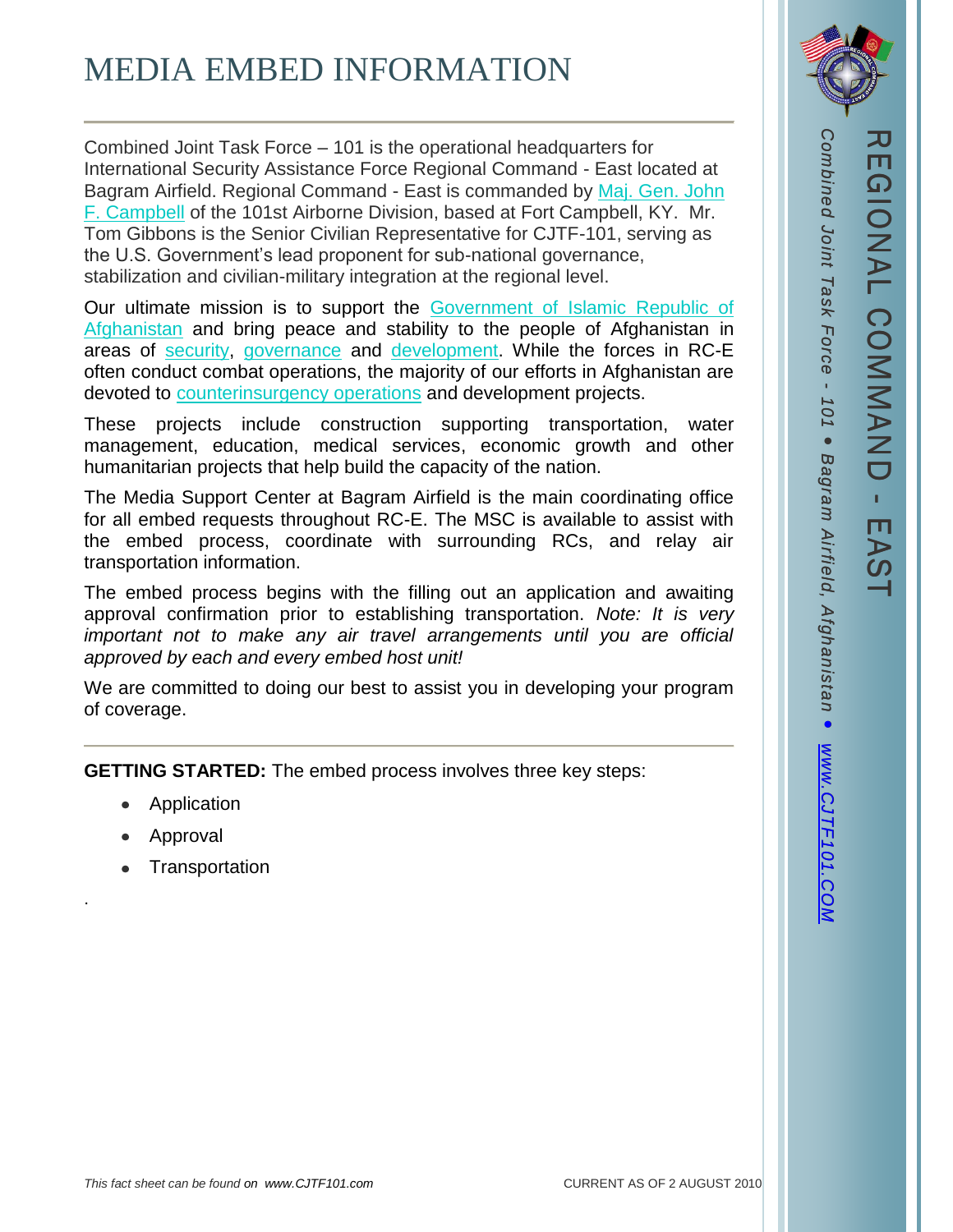# MEDIA EMBED INFORMATION

Combined Joint Task Force – 101 is the operational headquarters for International Security Assistance Force Regional Command - East located at Bagram Airfield. Regional Command - East is commanded by Maj. Gen. John F. Campbell of the 101st Airborne Division, based at Fort Campbell, KY. Mr. Tom Gibbons is the Senior Civilian Representative for CJTF-101, serving as the U.S. Government's lead proponent for sub-national governance, stabilization and civilian-military integration at the regional level.

Our ultimate mission is to support the Government of Islamic Republic of Afghanistan and bring peace and stability to the people of Afghanistan in areas of security, governance and development. While the forces in RC-E often conduct combat operations, the majority of our efforts in Afghanistan are devoted to counterinsurgency operations and development projects.

These projects include construction supporting transportation, water management, education, medical services, economic growth and other humanitarian projects that help build the capacity of the nation.

The Media Support Center at Bagram Airfield is the main coordinating office for all embed requests throughout RC-E. The MSC is available to assist with the embed process, coordinate with surrounding RCs, and relay air transportation information.

The embed process begins with the filling out an application and awaiting approval confirmation prior to establishing transportation. *Note: It is very important not to make any air travel arrangements until you are official approved by each and every embed host unit!*

We are committed to doing our best to assist you in developing your program of coverage.

**GETTING STARTED:** The embed process involves three key steps:

- Application
- Approval
- Transportation

.

*This fact sheet can be found on www.CJTF101.com*

CURRENT AS OF 2 AUGUST 2010

REGIONAL COMMAND - EAST

*Combined Joint Task Force - 101 • Bagram Airfield, Afghanistan • www.CJTF101.COM*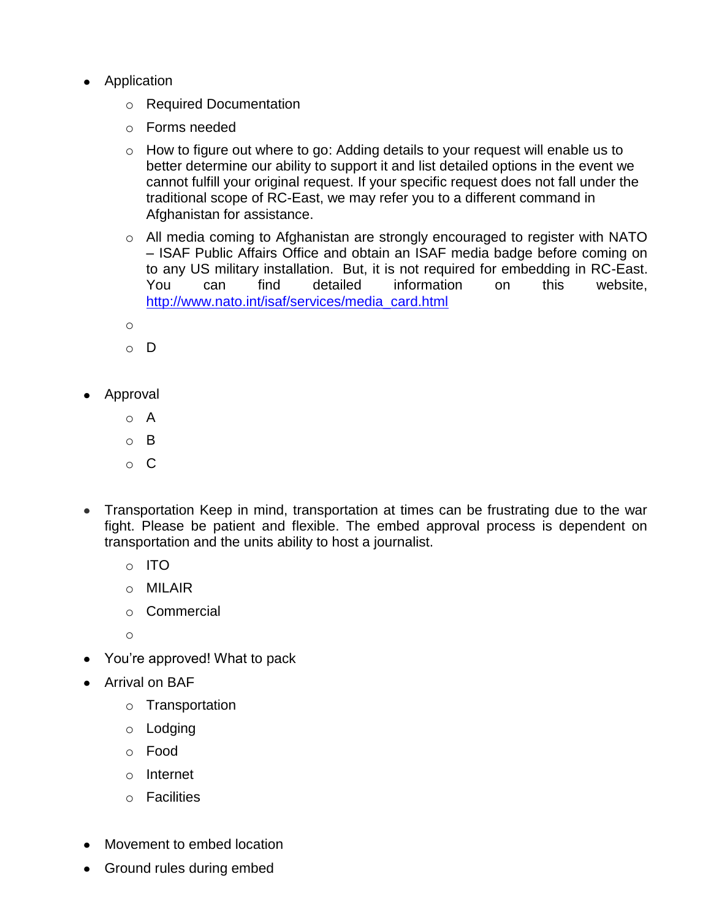- Application
  - Required Documentation
  - Forms needed
  - How to figure out where to go: Adding details to your request will enable us to better determine our ability to support it and list detailed options in the event we cannot fulfill your original request. If your specific request does not fall under the traditional scope of RC-East, we may refer you to a different command in Afghanistan for assistance.
  - All media coming to Afghanistan are strongly encouraged to register with NATO – ISAF Public Affairs Office and obtain an ISAF media badge before coming on to any US military installation. But, it is not required for embedding in RC-East. You can find detailed information on this website, http://www.nato.int/isaf/services/media_card.html
  - 
  - D

- Approval
  - A
  - B
  - C

- Transportation Keep in mind, transportation at times can be frustrating due to the war fight. Please be patient and flexible. The embed approval process is dependent on transportation and the units ability to host a journalist.
  - ITO
  - MILAIR
  - Commercial
  - 
- You're approved! What to pack
- Arrival on BAF
  - Transportation
  - Lodging
  - Food
  - Internet
  - Facilities

- Movement to embed location
- Ground rules during embed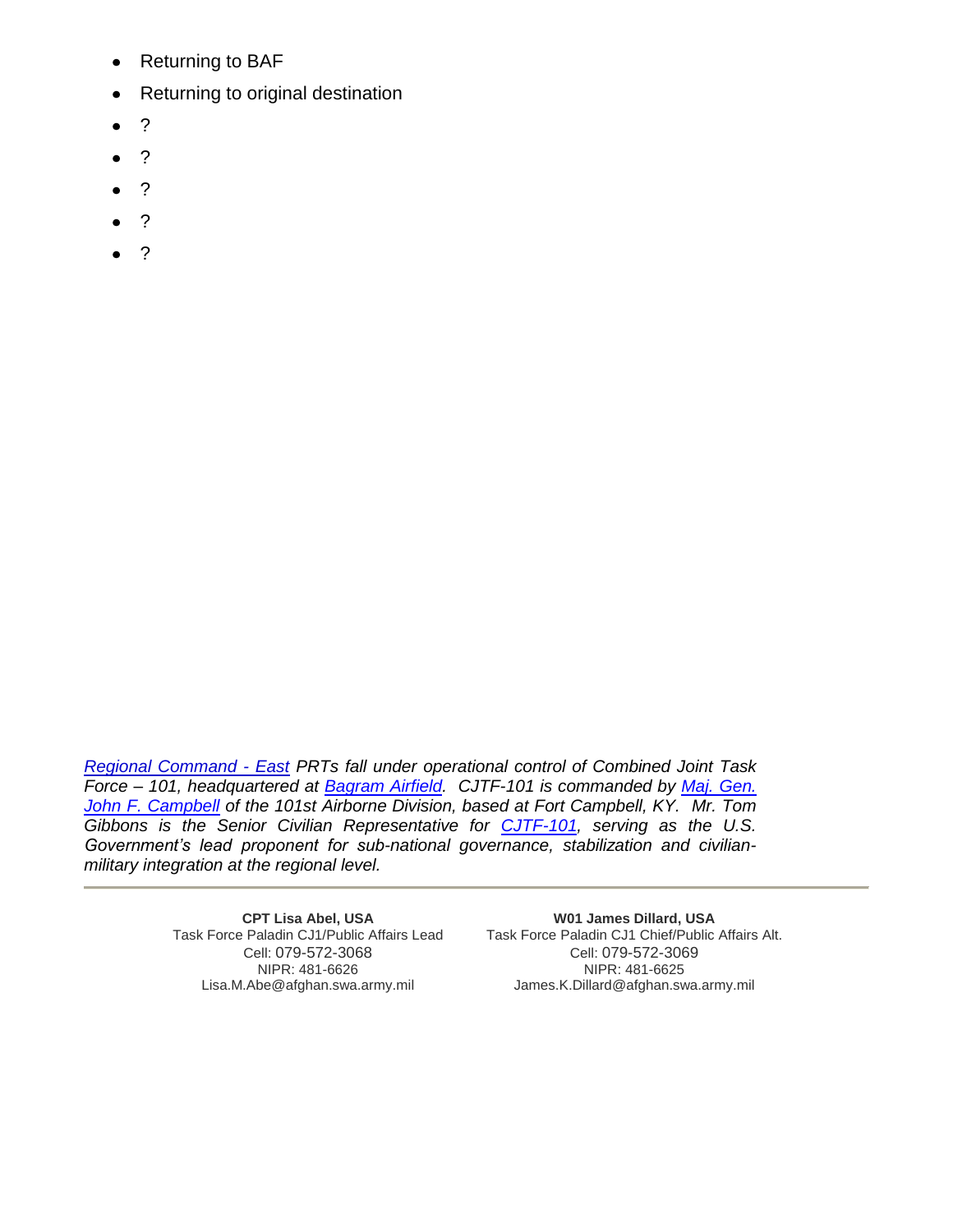- Returning to BAF
- Returning to original destination
- ?
- ?
- ?
- ?
- ?

*[Regional Command - East](#) PRTs fall under operational control of Combined Joint Task Force – 101, headquartered at [Bagram Airfield](#). CJTF-101 is commanded by [Maj. Gen. John F. Campbell](#) of the 101st Airborne Division, based at Fort Campbell, KY. Mr. Tom Gibbons is the Senior Civilian Representative for [CJTF-101](#), serving as the U.S. Government's lead proponent for sub-national governance, stabilization and civilian-military integration at the regional level.*

---

**CPT Lisa Abel, USA**
Task Force Paladin CJ1/Public Affairs Lead
Cell: 079-572-3068
NIPR: 481-6626
Lisa.M.Abe@afghan.swa.army.mil

**W01 James Dillard, USA**
Task Force Paladin CJ1 Chief/Public Affairs Alt.
Cell: 079-572-3069
NIPR: 481-6625
James.K.Dillard@afghan.swa.army.mil